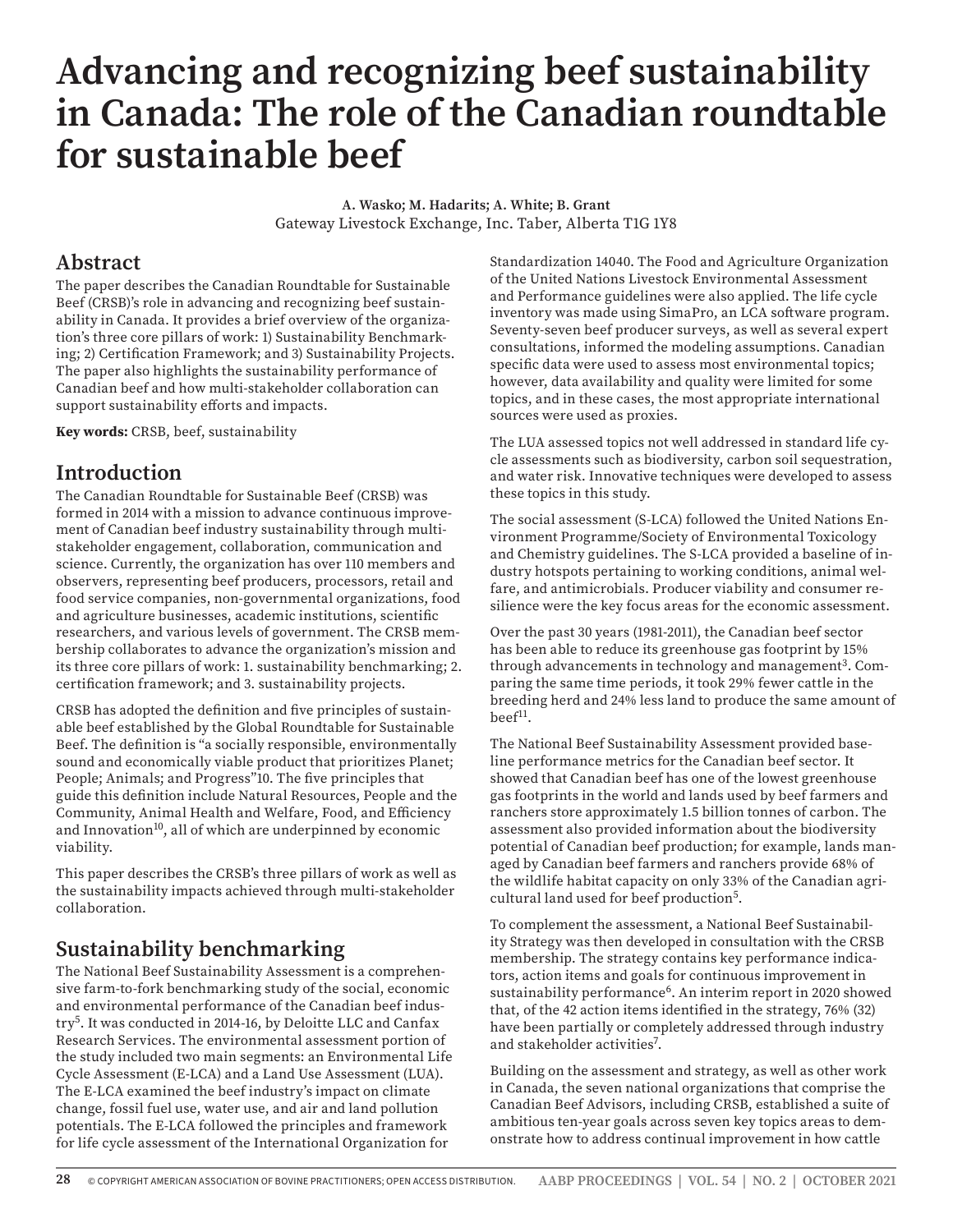# Advancing and recognizing beef sustainability in Canada: The role of the Canadian roundtable for sustainable beef

**A. Wasko; M. Hadarits; A. White; B. Grant**
Gateway Livestock Exchange, Inc. Taber, Alberta T1G 1Y8

## Abstract

The paper describes the Canadian Roundtable for Sustainable Beef (CRSB)'s role in advancing and recognizing beef sustainability in Canada. It provides a brief overview of the organization's three core pillars of work: 1) Sustainability Benchmarking; 2) Certification Framework; and 3) Sustainability Projects. The paper also highlights the sustainability performance of Canadian beef and how multi-stakeholder collaboration can support sustainability efforts and impacts.

**Key words:** CRSB, beef, sustainability

## Introduction

The Canadian Roundtable for Sustainable Beef (CRSB) was formed in 2014 with a mission to advance continuous improvement of Canadian beef industry sustainability through multi-stakeholder engagement, collaboration, communication and science. Currently, the organization has over 110 members and observers, representing beef producers, processors, retail and food service companies, non-governmental organizations, food and agriculture businesses, academic institutions, scientific researchers, and various levels of government. The CRSB membership collaborates to advance the organization's mission and its three core pillars of work: 1. sustainability benchmarking; 2. certification framework; and 3. sustainability projects.

CRSB has adopted the definition and five principles of sustainable beef established by the Global Roundtable for Sustainable Beef. The definition is "a socially responsible, environmentally sound and economically viable product that prioritizes Planet; People; Animals; and Progress"10. The five principles that guide this definition include Natural Resources, People and the Community, Animal Health and Welfare, Food, and Efficiency and Innovation[10], all of which are underpinned by economic viability.

This paper describes the CRSB's three pillars of work as well as the sustainability impacts achieved through multi-stakeholder collaboration.

## Sustainability benchmarking

The National Beef Sustainability Assessment is a comprehensive farm-to-fork benchmarking study of the social, economic and environmental performance of the Canadian beef industry[5]. It was conducted in 2014-16, by Deloitte LLC and Canfax Research Services. The environmental assessment portion of the study included two main segments: an Environmental Life Cycle Assessment (E-LCA) and a Land Use Assessment (LUA). The E-LCA examined the beef industry's impact on climate change, fossil fuel use, water use, and air and land pollution potentials. The E-LCA followed the principles and framework for life cycle assessment of the International Organization for Standardization 14040. The Food and Agriculture Organization of the United Nations Livestock Environmental Assessment and Performance guidelines were also applied. The life cycle inventory was made using SimaPro, an LCA software program. Seventy-seven beef producer surveys, as well as several expert consultations, informed the modeling assumptions. Canadian specific data were used to assess most environmental topics; however, data availability and quality were limited for some topics, and in these cases, the most appropriate international sources were used as proxies.

The LUA assessed topics not well addressed in standard life cycle assessments such as biodiversity, carbon soil sequestration, and water risk. Innovative techniques were developed to assess these topics in this study.

The social assessment (S-LCA) followed the United Nations Environment Programme/Society of Environmental Toxicology and Chemistry guidelines. The S-LCA provided a baseline of industry hotspots pertaining to working conditions, animal welfare, and antimicrobials. Producer viability and consumer resilience were the key focus areas for the economic assessment.

Over the past 30 years (1981-2011), the Canadian beef sector has been able to reduce its greenhouse gas footprint by 15% through advancements in technology and management[3]. Comparing the same time periods, it took 29% fewer cattle in the breeding herd and 24% less land to produce the same amount of beef[11].

The National Beef Sustainability Assessment provided baseline performance metrics for the Canadian beef sector. It showed that Canadian beef has one of the lowest greenhouse gas footprints in the world and lands used by beef farmers and ranchers store approximately 1.5 billion tonnes of carbon. The assessment also provided information about the biodiversity potential of Canadian beef production; for example, lands managed by Canadian beef farmers and ranchers provide 68% of the wildlife habitat capacity on only 33% of the Canadian agricultural land used for beef production[5].

To complement the assessment, a National Beef Sustainability Strategy was then developed in consultation with the CRSB membership. The strategy contains key performance indicators, action items and goals for continuous improvement in sustainability performance[6]. An interim report in 2020 showed that, of the 42 action items identified in the strategy, 76% (32) have been partially or completely addressed through industry and stakeholder activities[7].

Building on the assessment and strategy, as well as other work in Canada, the seven national organizations that comprise the Canadian Beef Advisors, including CRSB, established a suite of ambitious ten-year goals across seven key topics areas to demonstrate how to address continual improvement in how cattle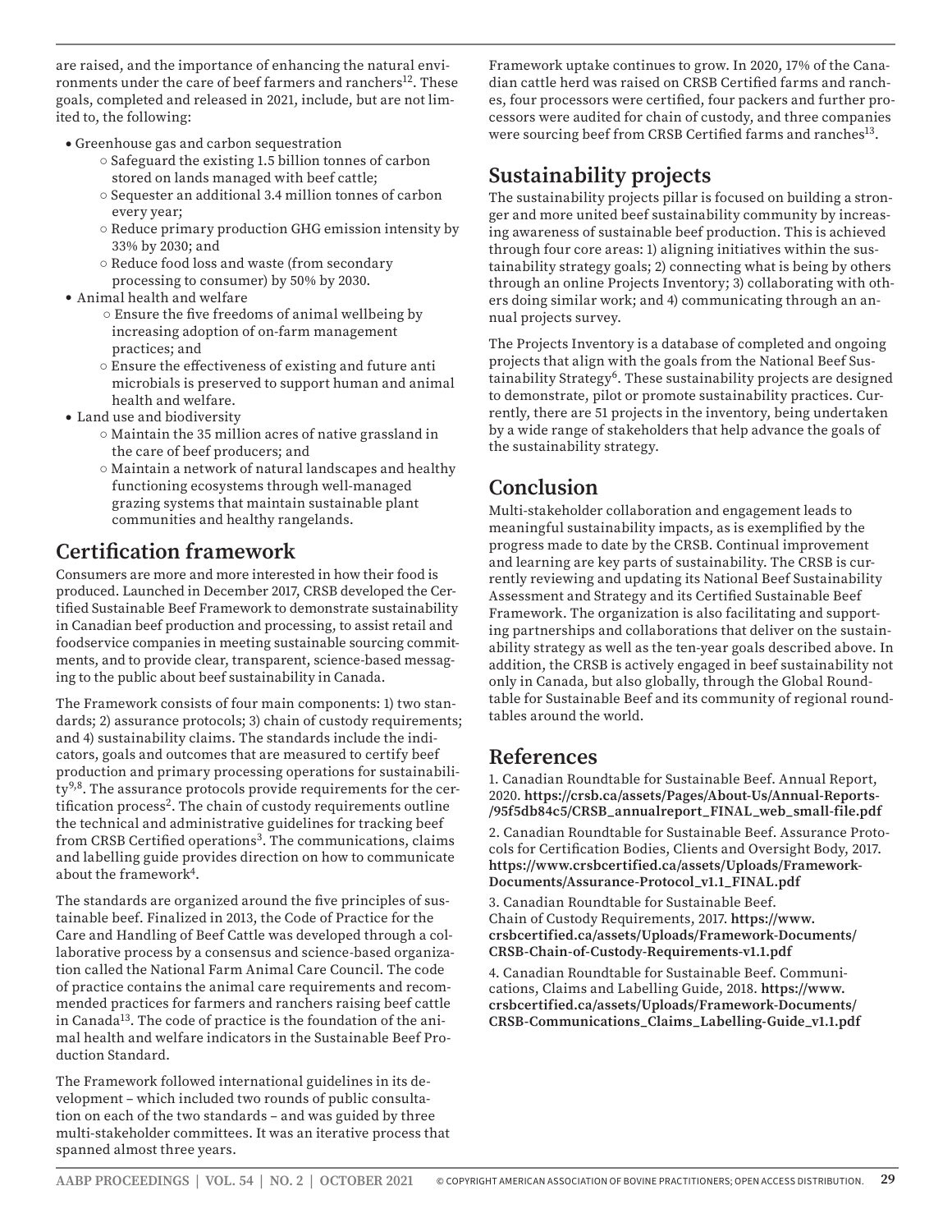are raised, and the importance of enhancing the natural environments under the care of beef farmers and ranchers[12]. These goals, completed and released in 2021, include, but are not limited to, the following:

- Greenhouse gas and carbon sequestration
  - Safeguard the existing 1.5 billion tonnes of carbon stored on lands managed with beef cattle;
  - Sequester an additional 3.4 million tonnes of carbon every year;
  - Reduce primary production GHG emission intensity by 33% by 2030; and
  - Reduce food loss and waste (from secondary processing to consumer) by 50% by 2030.
- Animal health and welfare
  - Ensure the five freedoms of animal wellbeing by increasing adoption of on-farm management practices; and
  - Ensure the effectiveness of existing and future anti microbials is preserved to support human and animal health and welfare.
- Land use and biodiversity
  - Maintain the 35 million acres of native grassland in the care of beef producers; and
  - Maintain a network of natural landscapes and healthy functioning ecosystems through well-managed grazing systems that maintain sustainable plant communities and healthy rangelands.

## Certification framework

Consumers are more and more interested in how their food is produced. Launched in December 2017, CRSB developed the Certified Sustainable Beef Framework to demonstrate sustainability in Canadian beef production and processing, to assist retail and foodservice companies in meeting sustainable sourcing commitments, and to provide clear, transparent, science-based messaging to the public about beef sustainability in Canada.

The Framework consists of four main components: 1) two standards; 2) assurance protocols; 3) chain of custody requirements; and 4) sustainability claims. The standards include the indicators, goals and outcomes that are measured to certify beef production and primary processing operations for sustainability[9,8]. The assurance protocols provide requirements for the certification process[2]. The chain of custody requirements outline the technical and administrative guidelines for tracking beef from CRSB Certified operations[3]. The communications, claims and labelling guide provides direction on how to communicate about the framework[4].

The standards are organized around the five principles of sustainable beef. Finalized in 2013, the Code of Practice for the Care and Handling of Beef Cattle was developed through a collaborative process by a consensus and science-based organization called the National Farm Animal Care Council. The code of practice contains the animal care requirements and recommended practices for farmers and ranchers raising beef cattle in Canada[13]. The code of practice is the foundation of the animal health and welfare indicators in the Sustainable Beef Production Standard.

The Framework followed international guidelines in its development – which included two rounds of public consultation on each of the two standards – and was guided by three multi-stakeholder committees. It was an iterative process that spanned almost three years.

Framework uptake continues to grow. In 2020, 17% of the Canadian cattle herd was raised on CRSB Certified farms and ranches, four processors were certified, four packers and further processors were audited for chain of custody, and three companies were sourcing beef from CRSB Certified farms and ranches[13].

## Sustainability projects

The sustainability projects pillar is focused on building a stronger and more united beef sustainability community by increasing awareness of sustainable beef production. This is achieved through four core areas: 1) aligning initiatives within the sustainability strategy goals; 2) connecting what is being by others through an online Projects Inventory; 3) collaborating with others doing similar work; and 4) communicating through an annual projects survey.

The Projects Inventory is a database of completed and ongoing projects that align with the goals from the National Beef Sustainability Strategy[6]. These sustainability projects are designed to demonstrate, pilot or promote sustainability practices. Currently, there are 51 projects in the inventory, being undertaken by a wide range of stakeholders that help advance the goals of the sustainability strategy.

## Conclusion

Multi-stakeholder collaboration and engagement leads to meaningful sustainability impacts, as is exemplified by the progress made to date by the CRSB. Continual improvement and learning are key parts of sustainability. The CRSB is currently reviewing and updating its National Beef Sustainability Assessment and Strategy and its Certified Sustainable Beef Framework. The organization is also facilitating and supporting partnerships and collaborations that deliver on the sustainability strategy as well as the ten-year goals described above. In addition, the CRSB is actively engaged in beef sustainability not only in Canada, but also globally, through the Global Roundtable for Sustainable Beef and its community of regional roundtables around the world.

## References

1. Canadian Roundtable for Sustainable Beef. Annual Report, 2020. **https://crsb.ca/assets/Pages/About-Us/Annual-Reports-/95f5db84c5/CRSB_annualreport_FINAL_web_small-file.pdf**

2. Canadian Roundtable for Sustainable Beef. Assurance Protocols for Certification Bodies, Clients and Oversight Body, 2017. **https://www.crsbcertified.ca/assets/Uploads/Framework-Documents/Assurance-Protocol_v1.1_FINAL.pdf**

3. Canadian Roundtable for Sustainable Beef. Chain of Custody Requirements, 2017. **https://www.crsbcertified.ca/assets/Uploads/Framework-Documents/CRSB-Chain-of-Custody-Requirements-v1.1.pdf**

4. Canadian Roundtable for Sustainable Beef. Communications, Claims and Labelling Guide, 2018. **https://www.crsbcertified.ca/assets/Uploads/Framework-Documents/CRSB-Communications_Claims_Labelling-Guide_v1.1.pdf**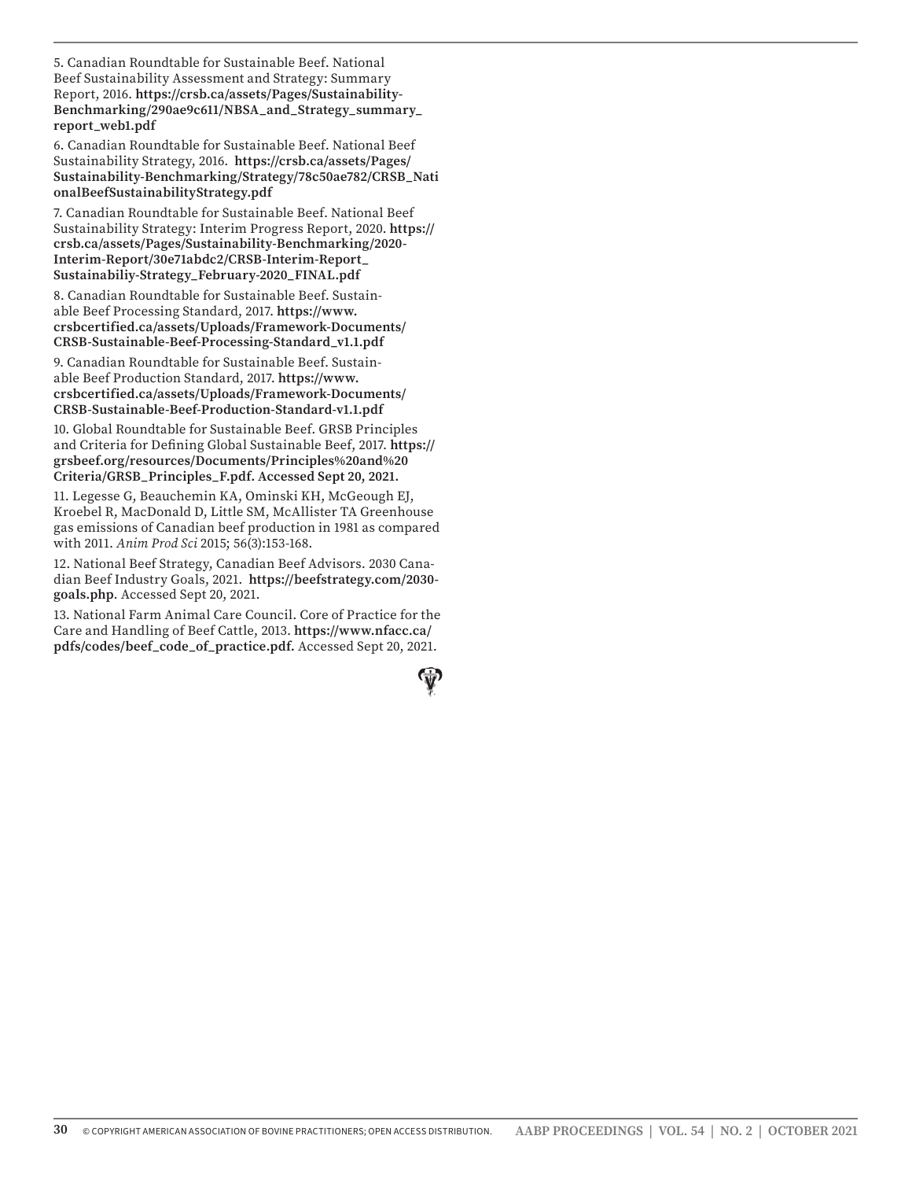5. Canadian Roundtable for Sustainable Beef. National Beef Sustainability Assessment and Strategy: Summary Report, 2016. **https://crsb.ca/assets/Pages/Sustainability-Benchmarking/290ae9c611/NBSA_and_Strategy_summary_report_web1.pdf**

6. Canadian Roundtable for Sustainable Beef. National Beef Sustainability Strategy, 2016. **https://crsb.ca/assets/Pages/Sustainability-Benchmarking/Strategy/78c50ae782/CRSB_NationalBeefSustainabilityStrategy.pdf**

7. Canadian Roundtable for Sustainable Beef. National Beef Sustainability Strategy: Interim Progress Report, 2020. **https://crsb.ca/assets/Pages/Sustainability-Benchmarking/2020-Interim-Report/30e71abdc2/CRSB-Interim-Report_Sustainabiliy-Strategy_February-2020_FINAL.pdf**

8. Canadian Roundtable for Sustainable Beef. Sustainable Beef Processing Standard, 2017. **https://www.crsbcertified.ca/assets/Uploads/Framework-Documents/CRSB-Sustainable-Beef-Processing-Standard_v1.1.pdf**

9. Canadian Roundtable for Sustainable Beef. Sustainable Beef Production Standard, 2017. **https://www.crsbcertified.ca/assets/Uploads/Framework-Documents/CRSB-Sustainable-Beef-Production-Standard-v1.1.pdf**

10. Global Roundtable for Sustainable Beef. GRSB Principles and Criteria for Defining Global Sustainable Beef, 2017. **https://grsbeef.org/resources/Documents/Principles%20and%20Criteria/GRSB_Principles_F.pdf. Accessed Sept 20, 2021.**

11. Legesse G, Beauchemin KA, Ominski KH, McGeough EJ, Kroebel R, MacDonald D, Little SM, McAllister TA Greenhouse gas emissions of Canadian beef production in 1981 as compared with 2011. *Anim Prod Sci* 2015; 56(3):153-168.

12. National Beef Strategy, Canadian Beef Advisors. 2030 Canadian Beef Industry Goals, 2021. **https://beefstrategy.com/2030-goals.php**. Accessed Sept 20, 2021.

13. National Farm Animal Care Council. Core of Practice for the Care and Handling of Beef Cattle, 2013. **https://www.nfacc.ca/pdfs/codes/beef_code_of_practice.pdf.** Accessed Sept 20, 2021.